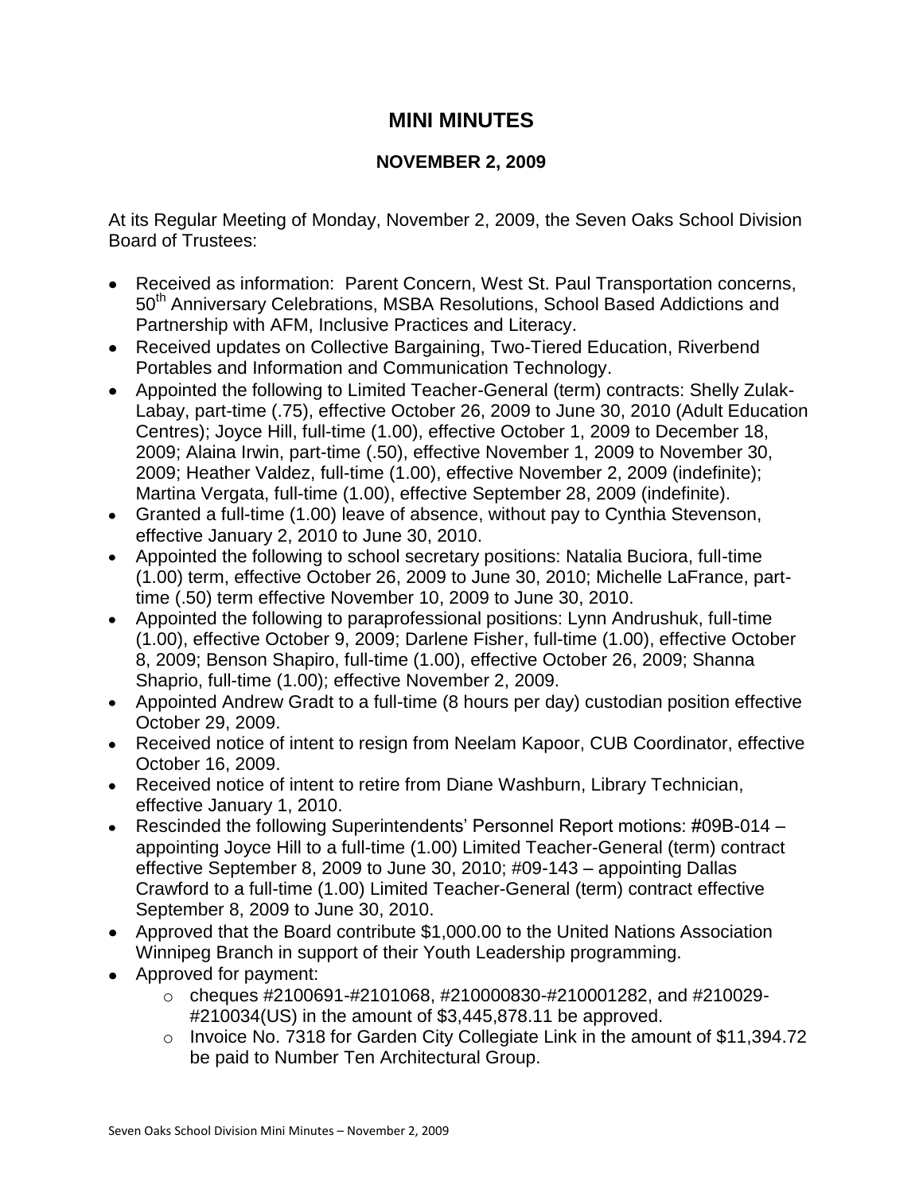# MINI MINUTES

## NOVEMBER 2, 2009

At its Regular Meeting of Monday, November 2, 2009, the Seven Oaks School Division Board of Trustees:

- Received as information: Parent Concern, West St. Paul Transportation concerns, 50th Anniversary Celebrations, MSBA Resolutions, School Based Addictions and Partnership with AFM, Inclusive Practices and Literacy.
- Received updates on Collective Bargaining, Two-Tiered Education, Riverbend Portables and Information and Communication Technology.
- Appointed the following to Limited Teacher-General (term) contracts: Shelly Zulak-Labay, part-time (.75), effective October 26, 2009 to June 30, 2010 (Adult Education Centres); Joyce Hill, full-time (1.00), effective October 1, 2009 to December 18, 2009; Alaina Irwin, part-time (.50), effective November 1, 2009 to November 30, 2009; Heather Valdez, full-time (1.00), effective November 2, 2009 (indefinite); Martina Vergata, full-time (1.00), effective September 28, 2009 (indefinite).
- Granted a full-time (1.00) leave of absence, without pay to Cynthia Stevenson, effective January 2, 2010 to June 30, 2010.
- Appointed the following to school secretary positions: Natalia Buciora, full-time (1.00) term, effective October 26, 2009 to June 30, 2010; Michelle LaFrance, part-time (.50) term effective November 10, 2009 to June 30, 2010.
- Appointed the following to paraprofessional positions: Lynn Andrushuk, full-time (1.00), effective October 9, 2009; Darlene Fisher, full-time (1.00), effective October 8, 2009; Benson Shapiro, full-time (1.00), effective October 26, 2009; Shanna Shaprio, full-time (1.00); effective November 2, 2009.
- Appointed Andrew Gradt to a full-time (8 hours per day) custodian position effective October 29, 2009.
- Received notice of intent to resign from Neelam Kapoor, CUB Coordinator, effective October 16, 2009.
- Received notice of intent to retire from Diane Washburn, Library Technician, effective January 1, 2010.
- Rescinded the following Superintendents' Personnel Report motions: #09B-014 – appointing Joyce Hill to a full-time (1.00) Limited Teacher-General (term) contract effective September 8, 2009 to June 30, 2010; #09-143 – appointing Dallas Crawford to a full-time (1.00) Limited Teacher-General (term) contract effective September 8, 2009 to June 30, 2010.
- Approved that the Board contribute $1,000.00 to the United Nations Association Winnipeg Branch in support of their Youth Leadership programming.
- Approved for payment:
  - cheques #2100691-#2101068, #210000830-#210001282, and #210029-#210034(US) in the amount of $3,445,878.11 be approved.
  - Invoice No. 7318 for Garden City Collegiate Link in the amount of $11,394.72 be paid to Number Ten Architectural Group.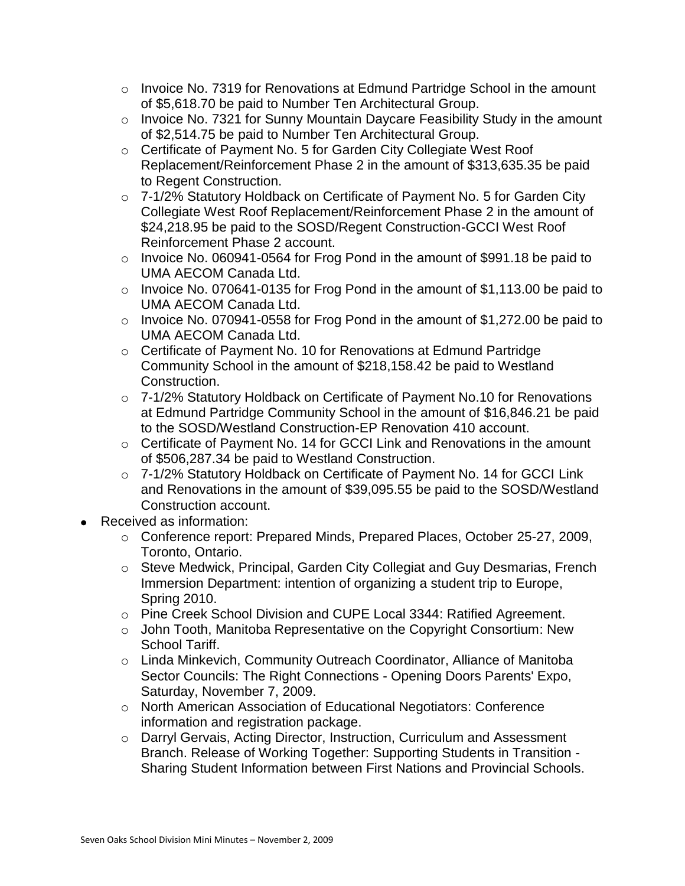- Invoice No. 7319 for Renovations at Edmund Partridge School in the amount of $5,618.70 be paid to Number Ten Architectural Group.
  - Invoice No. 7321 for Sunny Mountain Daycare Feasibility Study in the amount of $2,514.75 be paid to Number Ten Architectural Group.
  - Certificate of Payment No. 5 for Garden City Collegiate West Roof Replacement/Reinforcement Phase 2 in the amount of $313,635.35 be paid to Regent Construction.
  - 7-1/2% Statutory Holdback on Certificate of Payment No. 5 for Garden City Collegiate West Roof Replacement/Reinforcement Phase 2 in the amount of $24,218.95 be paid to the SOSD/Regent Construction-GCCI West Roof Reinforcement Phase 2 account.
  - Invoice No. 060941-0564 for Frog Pond in the amount of $991.18 be paid to UMA AECOM Canada Ltd.
  - Invoice No. 070641-0135 for Frog Pond in the amount of $1,113.00 be paid to UMA AECOM Canada Ltd.
  - Invoice No. 070941-0558 for Frog Pond in the amount of $1,272.00 be paid to UMA AECOM Canada Ltd.
  - Certificate of Payment No. 10 for Renovations at Edmund Partridge Community School in the amount of $218,158.42 be paid to Westland Construction.
  - 7-1/2% Statutory Holdback on Certificate of Payment No.10 for Renovations at Edmund Partridge Community School in the amount of $16,846.21 be paid to the SOSD/Westland Construction-EP Renovation 410 account.
  - Certificate of Payment No. 14 for GCCI Link and Renovations in the amount of $506,287.34 be paid to Westland Construction.
  - 7-1/2% Statutory Holdback on Certificate of Payment No. 14 for GCCI Link and Renovations in the amount of $39,095.55 be paid to the SOSD/Westland Construction account.
- Received as information:
  - Conference report: Prepared Minds, Prepared Places, October 25-27, 2009, Toronto, Ontario.
  - Steve Medwick, Principal, Garden City Collegiat and Guy Desmarias, French Immersion Department: intention of organizing a student trip to Europe, Spring 2010.
  - Pine Creek School Division and CUPE Local 3344: Ratified Agreement.
  - John Tooth, Manitoba Representative on the Copyright Consortium: New School Tariff.
  - Linda Minkevich, Community Outreach Coordinator, Alliance of Manitoba Sector Councils: The Right Connections - Opening Doors Parents' Expo, Saturday, November 7, 2009.
  - North American Association of Educational Negotiators: Conference information and registration package.
  - Darryl Gervais, Acting Director, Instruction, Curriculum and Assessment Branch. Release of Working Together: Supporting Students in Transition - Sharing Student Information between First Nations and Provincial Schools.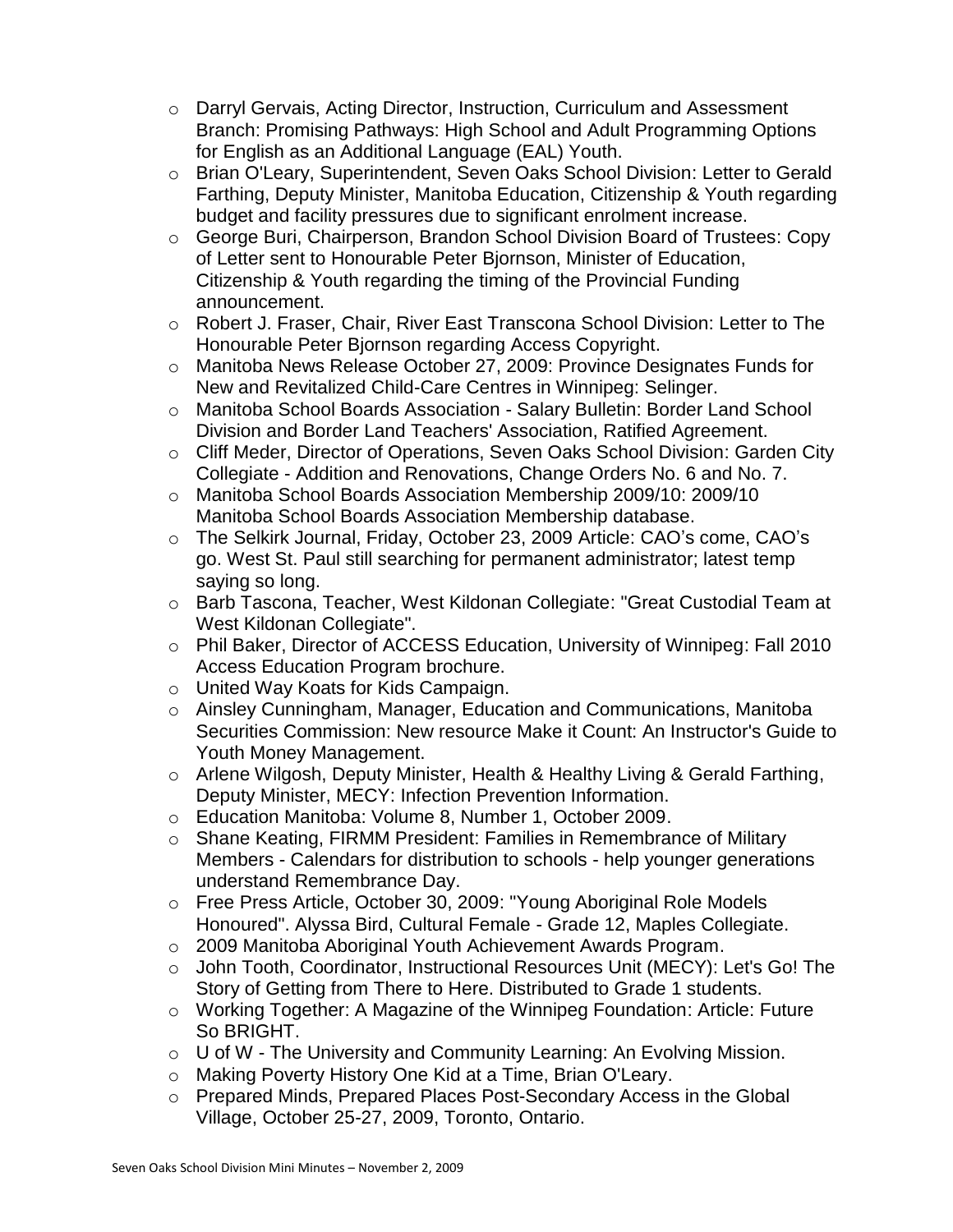- Darryl Gervais, Acting Director, Instruction, Curriculum and Assessment Branch: Promising Pathways: High School and Adult Programming Options for English as an Additional Language (EAL) Youth.
- Brian O'Leary, Superintendent, Seven Oaks School Division: Letter to Gerald Farthing, Deputy Minister, Manitoba Education, Citizenship & Youth regarding budget and facility pressures due to significant enrolment increase.
- George Buri, Chairperson, Brandon School Division Board of Trustees: Copy of Letter sent to Honourable Peter Bjornson, Minister of Education, Citizenship & Youth regarding the timing of the Provincial Funding announcement.
- Robert J. Fraser, Chair, River East Transcona School Division: Letter to The Honourable Peter Bjornson regarding Access Copyright.
- Manitoba News Release October 27, 2009: Province Designates Funds for New and Revitalized Child-Care Centres in Winnipeg: Selinger.
- Manitoba School Boards Association - Salary Bulletin: Border Land School Division and Border Land Teachers' Association, Ratified Agreement.
- Cliff Meder, Director of Operations, Seven Oaks School Division: Garden City Collegiate - Addition and Renovations, Change Orders No. 6 and No. 7.
- Manitoba School Boards Association Membership 2009/10: 2009/10 Manitoba School Boards Association Membership database.
- The Selkirk Journal, Friday, October 23, 2009 Article: CAO's come, CAO's go. West St. Paul still searching for permanent administrator; latest temp saying so long.
- Barb Tascona, Teacher, West Kildonan Collegiate: "Great Custodial Team at West Kildonan Collegiate".
- Phil Baker, Director of ACCESS Education, University of Winnipeg: Fall 2010 Access Education Program brochure.
- United Way Koats for Kids Campaign.
- Ainsley Cunningham, Manager, Education and Communications, Manitoba Securities Commission: New resource Make it Count: An Instructor's Guide to Youth Money Management.
- Arlene Wilgosh, Deputy Minister, Health & Healthy Living & Gerald Farthing, Deputy Minister, MECY: Infection Prevention Information.
- Education Manitoba: Volume 8, Number 1, October 2009.
- Shane Keating, FIRMM President: Families in Remembrance of Military Members - Calendars for distribution to schools - help younger generations understand Remembrance Day.
- Free Press Article, October 30, 2009: "Young Aboriginal Role Models Honoured". Alyssa Bird, Cultural Female - Grade 12, Maples Collegiate.
- 2009 Manitoba Aboriginal Youth Achievement Awards Program.
- John Tooth, Coordinator, Instructional Resources Unit (MECY): Let's Go! The Story of Getting from There to Here. Distributed to Grade 1 students.
- Working Together: A Magazine of the Winnipeg Foundation: Article: Future So BRIGHT.
- U of W - The University and Community Learning: An Evolving Mission.
- Making Poverty History One Kid at a Time, Brian O'Leary.
- Prepared Minds, Prepared Places Post-Secondary Access in the Global Village, October 25-27, 2009, Toronto, Ontario.